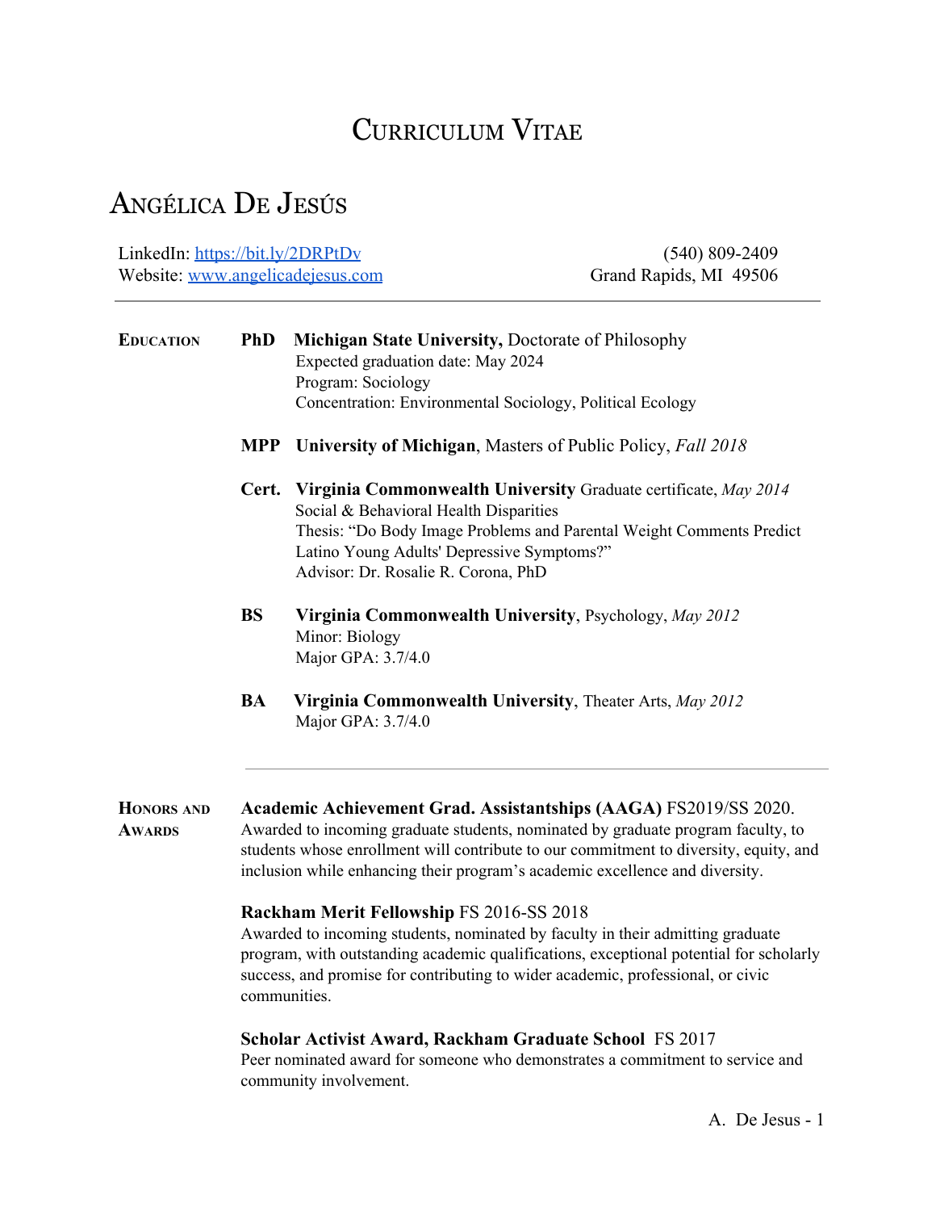# Curriculum Vitae

## Angélica De Jesús

LinkedIn: [https://bit.ly/2DRPtDv](https://bit.ly/2DRPtDv)
Website: [www.angelicadejesus.com](www.angelicadejesus.com)

(540) 809-2409
Grand Rapids, MI 49506

---

### Education

**PhD** **Michigan State University,** Doctorate of Philosophy
Expected graduation date: May 2024
Program: Sociology
Concentration: Environmental Sociology, Political Ecology

**MPP** **University of Michigan**, Masters of Public Policy, *Fall 2018*

**Cert.** **Virginia Commonwealth University** Graduate certificate, *May 2014*
Social & Behavioral Health Disparities
Thesis: "Do Body Image Problems and Parental Weight Comments Predict Latino Young Adults' Depressive Symptoms?"
Advisor: Dr. Rosalie R. Corona, PhD

**BS** **Virginia Commonwealth University**, Psychology, *May 2012*
Minor: Biology
Major GPA: 3.7/4.0

**BA** **Virginia Commonwealth University**, Theater Arts, *May 2012*
Major GPA: 3.7/4.0

---

### Honors and Awards

**Academic Achievement Grad. Assistantships (AAGA)** FS2019/SS 2020.
Awarded to incoming graduate students, nominated by graduate program faculty, to students whose enrollment will contribute to our commitment to diversity, equity, and inclusion while enhancing their program's academic excellence and diversity.

**Rackham Merit Fellowship** FS 2016-SS 2018
Awarded to incoming students, nominated by faculty in their admitting graduate program, with outstanding academic qualifications, exceptional potential for scholarly success, and promise for contributing to wider academic, professional, or civic communities.

**Scholar Activist Award, Rackham Graduate School** FS 2017
Peer nominated award for someone who demonstrates a commitment to service and community involvement.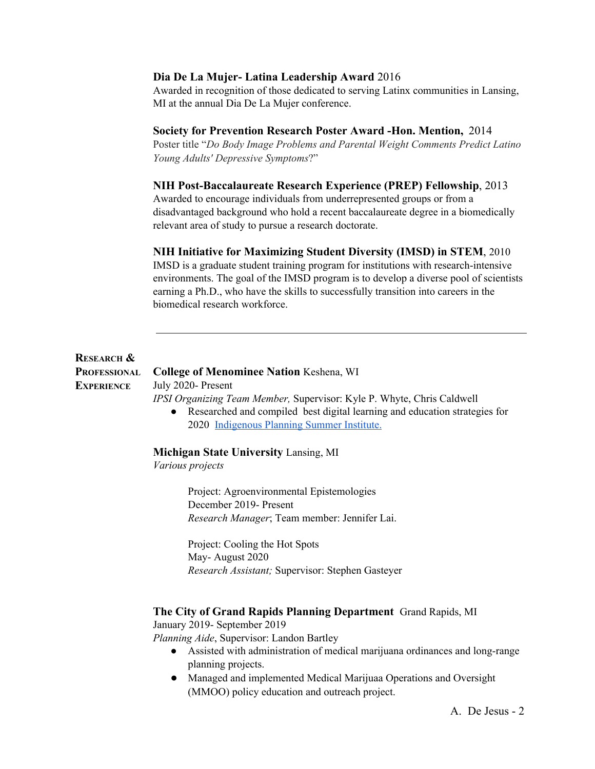**Dia De La Mujer- Latina Leadership Award** 2016
Awarded in recognition of those dedicated to serving Latinx communities in Lansing, MI at the annual Dia De La Mujer conference.

**Society for Prevention Research Poster Award -Hon. Mention,** 2014
Poster title "*Do Body Image Problems and Parental Weight Comments Predict Latino Young Adults' Depressive Symptoms*?"

**NIH Post-Baccalaureate Research Experience (PREP) Fellowship**, 2013
Awarded to encourage individuals from underrepresented groups or from a disadvantaged background who hold a recent baccalaureate degree in a biomedically relevant area of study to pursue a research doctorate.

**NIH Initiative for Maximizing Student Diversity (IMSD) in STEM**, 2010
IMSD is a graduate student training program for institutions with research-intensive environments. The goal of the IMSD program is to develop a diverse pool of scientists earning a Ph.D., who have the skills to successfully transition into careers in the biomedical research workforce.

---

## Research & Professional Experience

**College of Menominee Nation** Keshena, WI
July 2020- Present
*IPSI Organizing Team Member,* Supervisor: Kyle P. Whyte, Chris Caldwell

- Researched and compiled best digital learning and education strategies for 2020 Indigenous Planning Summer Institute.

**Michigan State University** Lansing, MI
*Various projects*

Project: Agroenvironmental Epistemologies
December 2019- Present
*Research Manager*; Team member: Jennifer Lai.

Project: Cooling the Hot Spots
May- August 2020
*Research Assistant;* Supervisor: Stephen Gasteyer

**The City of Grand Rapids Planning Department** Grand Rapids, MI
January 2019- September 2019
*Planning Aide*, Supervisor: Landon Bartley

- Assisted with administration of medical marijuana ordinances and long-range planning projects.
- Managed and implemented Medical Marijuaa Operations and Oversight (MMOO) policy education and outreach project.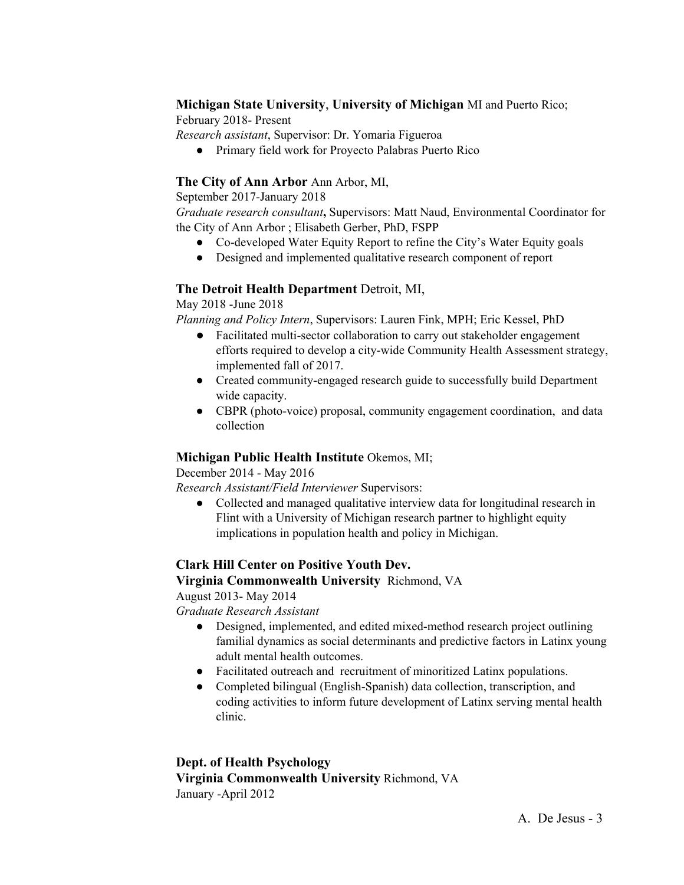**Michigan State University**, **University of Michigan** MI and Puerto Rico;
February 2018- Present
*Research assistant*, Supervisor: Dr. Yomaria Figueroa

- Primary field work for Proyecto Palabras Puerto Rico

**The City of Ann Arbor** Ann Arbor, MI,
September 2017-January 2018
*Graduate research consultant***,** Supervisors: Matt Naud, Environmental Coordinator for the City of Ann Arbor ; Elisabeth Gerber, PhD, FSPP

- Co-developed Water Equity Report to refine the City's Water Equity goals
- Designed and implemented qualitative research component of report

**The Detroit Health Department** Detroit, MI,
May 2018 -June 2018
*Planning and Policy Intern*, Supervisors: Lauren Fink, MPH; Eric Kessel, PhD

- Facilitated multi-sector collaboration to carry out stakeholder engagement efforts required to develop a city-wide Community Health Assessment strategy, implemented fall of 2017.
- Created community-engaged research guide to successfully build Department wide capacity.
- CBPR (photo-voice) proposal, community engagement coordination, and data collection

**Michigan Public Health Institute** Okemos, MI;
December 2014 - May 2016
*Research Assistant/Field Interviewer* Supervisors:

- Collected and managed qualitative interview data for longitudinal research in Flint with a University of Michigan research partner to highlight equity implications in population health and policy in Michigan.

**Clark Hill Center on Positive Youth Dev.**
**Virginia Commonwealth University** Richmond, VA
August 2013- May 2014
*Graduate Research Assistant*

- Designed, implemented, and edited mixed-method research project outlining familial dynamics as social determinants and predictive factors in Latinx young adult mental health outcomes.
- Facilitated outreach and recruitment of minoritized Latinx populations.
- Completed bilingual (English-Spanish) data collection, transcription, and coding activities to inform future development of Latinx serving mental health clinic.

**Dept. of Health Psychology**
**Virginia Commonwealth University** Richmond, VA
January -April 2012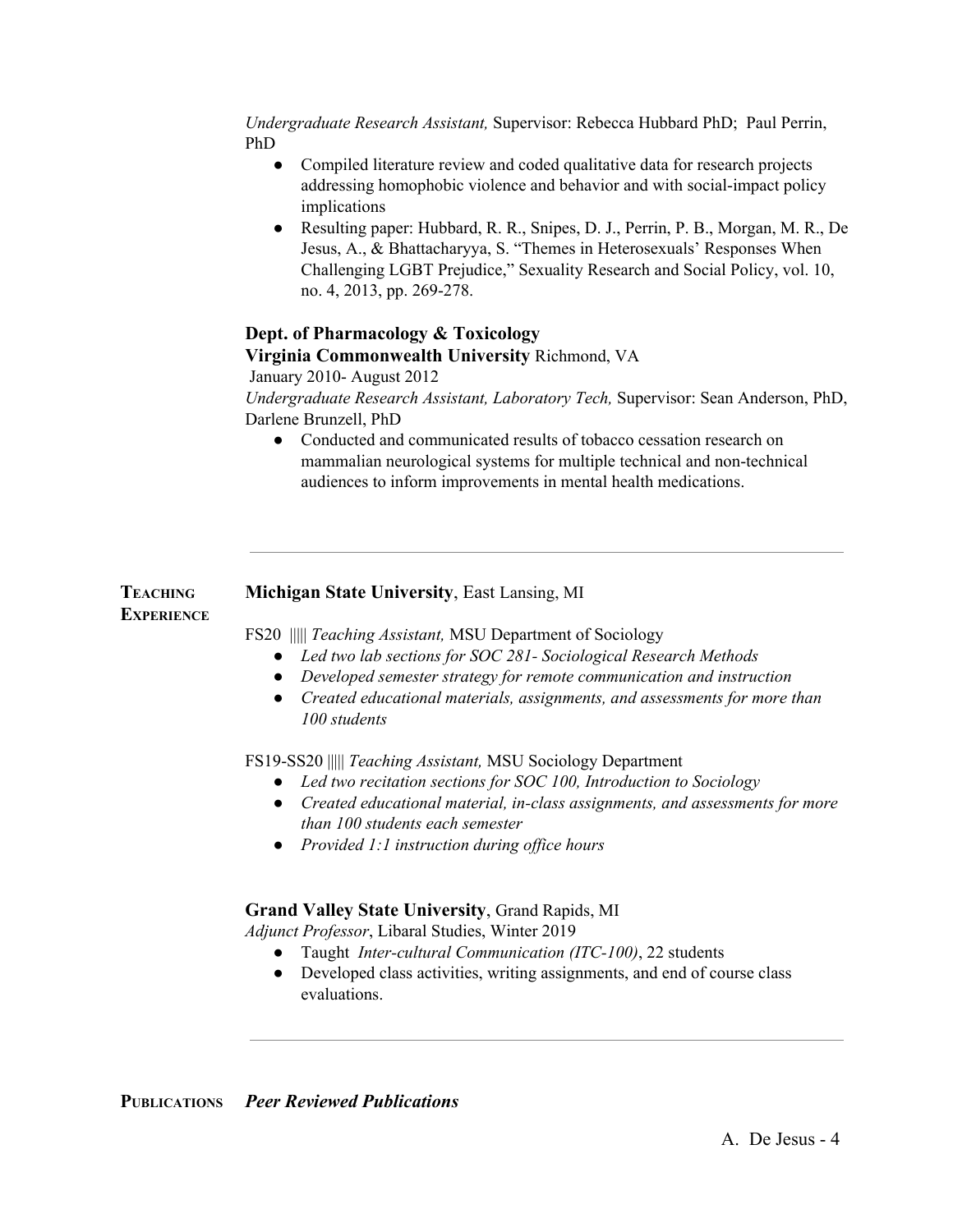*Undergraduate Research Assistant,* Supervisor: Rebecca Hubbard PhD; Paul Perrin, PhD

- Compiled literature review and coded qualitative data for research projects addressing homophobic violence and behavior and with social-impact policy implications
- Resulting paper: Hubbard, R. R., Snipes, D. J., Perrin, P. B., Morgan, M. R., De Jesus, A., & Bhattacharyya, S. "Themes in Heterosexuals' Responses When Challenging LGBT Prejudice," Sexuality Research and Social Policy, vol. 10, no. 4, 2013, pp. 269-278.

**Dept. of Pharmacology & Toxicology**
**Virginia Commonwealth University** Richmond, VA
January 2010- August 2012
*Undergraduate Research Assistant, Laboratory Tech,* Supervisor: Sean Anderson, PhD, Darlene Brunzell, PhD

- Conducted and communicated results of tobacco cessation research on mammalian neurological systems for multiple technical and non-technical audiences to inform improvements in mental health medications.

---

## Teaching Experience

**Michigan State University**, East Lansing, MI

FS20 ||||| *Teaching Assistant,* MSU Department of Sociology

- *Led two lab sections for SOC 281- Sociological Research Methods*
- *Developed semester strategy for remote communication and instruction*
- *Created educational materials, assignments, and assessments for more than 100 students*

FS19-SS20 ||||| *Teaching Assistant,* MSU Sociology Department

- *Led two recitation sections for SOC 100, Introduction to Sociology*
- *Created educational material, in-class assignments, and assessments for more than 100 students each semester*
- *Provided 1:1 instruction during office hours*

**Grand Valley State University**, Grand Rapids, MI
*Adjunct Professor*, Libaral Studies, Winter 2019

- Taught *Inter-cultural Communication (ITC-100)*, 22 students
- Developed class activities, writing assignments, and end of course class evaluations.

---

## Publications

***Peer Reviewed Publications***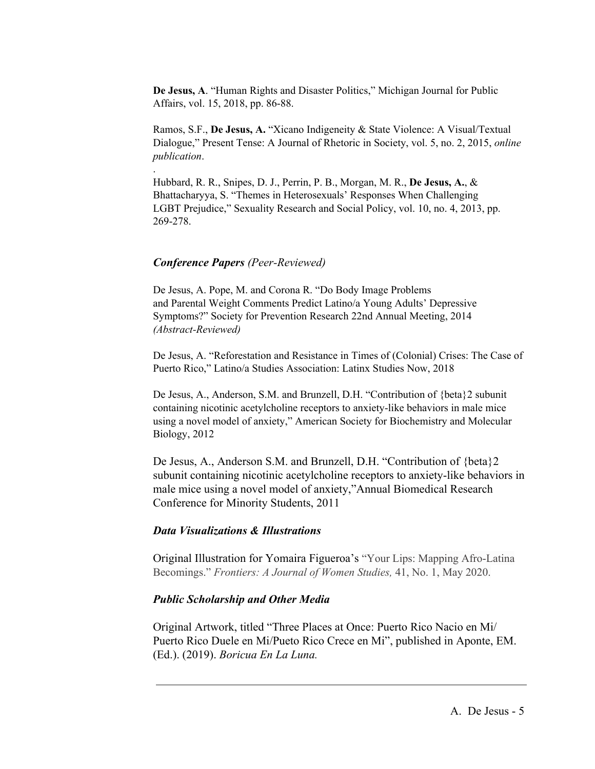**De Jesus, A**. "Human Rights and Disaster Politics," Michigan Journal for Public Affairs, vol. 15, 2018, pp. 86-88.

Ramos, S.F., **De Jesus, A.** "Xicano Indigeneity & State Violence: A Visual/Textual Dialogue," Present Tense: A Journal of Rhetoric in Society, vol. 5, no. 2, 2015, *online publication*.

.

Hubbard, R. R., Snipes, D. J., Perrin, P. B., Morgan, M. R., **De Jesus, A.**, & Bhattacharyya, S. "Themes in Heterosexuals' Responses When Challenging LGBT Prejudice," Sexuality Research and Social Policy, vol. 10, no. 4, 2013, pp. 269-278.

### ***Conference Papers** (Peer-Reviewed)*

De Jesus, A. Pope, M. and Corona R. "Do Body Image Problems and Parental Weight Comments Predict Latino/a Young Adults' Depressive Symptoms?" Society for Prevention Research 22nd Annual Meeting, 2014 *(Abstract-Reviewed)*

De Jesus, A. "Reforestation and Resistance in Times of (Colonial) Crises: The Case of Puerto Rico," Latino/a Studies Association: Latinx Studies Now, 2018

De Jesus, A., Anderson, S.M. and Brunzell, D.H. "Contribution of {beta}2 subunit containing nicotinic acetylcholine receptors to anxiety-like behaviors in male mice using a novel model of anxiety," American Society for Biochemistry and Molecular Biology, 2012

De Jesus, A., Anderson S.M. and Brunzell, D.H. "Contribution of {beta}2 subunit containing nicotinic acetylcholine receptors to anxiety-like behaviors in male mice using a novel model of anxiety,"Annual Biomedical Research Conference for Minority Students, 2011

### ***Data Visualizations & Illustrations***

Original Illustration for Yomaira Figueroa's "Your Lips: Mapping Afro-Latina Becomings." *Frontiers: A Journal of Women Studies,* 41, No. 1, May 2020.

### ***Public Scholarship and Other Media***

Original Artwork, titled "Three Places at Once: Puerto Rico Nacio en Mi/ Puerto Rico Duele en Mi/Pueto Rico Crece en Mi", published in Aponte, EM. (Ed.). (2019). *Boricua En La Luna.*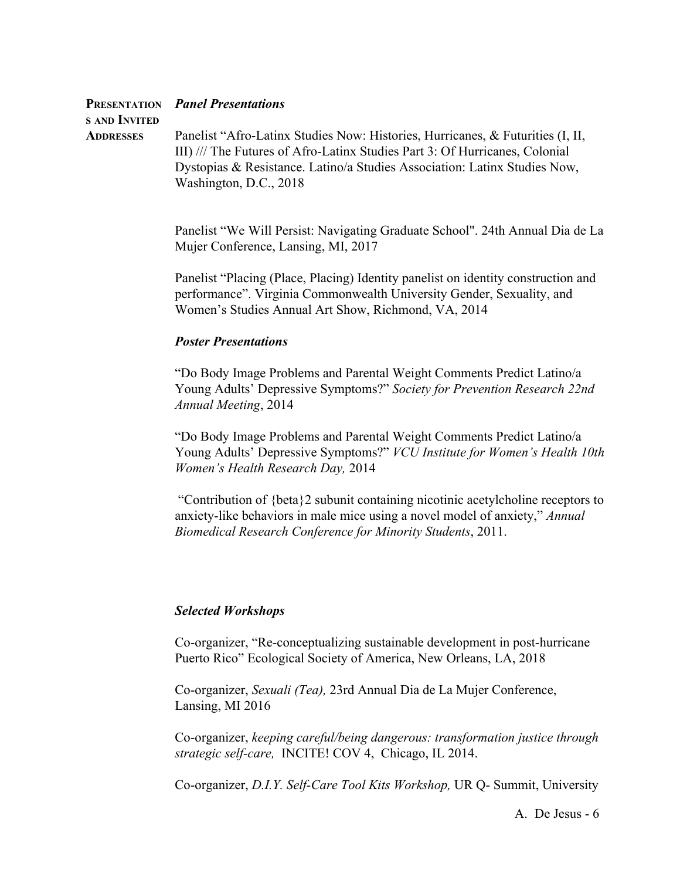## Presentations and Invited Addresses

### *Panel Presentations*

Panelist "Afro-Latinx Studies Now: Histories, Hurricanes, & Futurities (I, II, III) /// The Futures of Afro-Latinx Studies Part 3: Of Hurricanes, Colonial Dystopias & Resistance. Latino/a Studies Association: Latinx Studies Now, Washington, D.C., 2018

Panelist "We Will Persist: Navigating Graduate School". 24th Annual Dia de La Mujer Conference, Lansing, MI, 2017

Panelist "Placing (Place, Placing) Identity panelist on identity construction and performance". Virginia Commonwealth University Gender, Sexuality, and Women's Studies Annual Art Show, Richmond, VA, 2014

### *Poster Presentations*

"Do Body Image Problems and Parental Weight Comments Predict Latino/a Young Adults' Depressive Symptoms?" *Society for Prevention Research 22nd Annual Meeting*, 2014

"Do Body Image Problems and Parental Weight Comments Predict Latino/a Young Adults' Depressive Symptoms?" *VCU Institute for Women's Health 10th Women's Health Research Day,* 2014

"Contribution of {beta}2 subunit containing nicotinic acetylcholine receptors to anxiety-like behaviors in male mice using a novel model of anxiety," *Annual Biomedical Research Conference for Minority Students*, 2011.

### *Selected Workshops*

Co-organizer, "Re-conceptualizing sustainable development in post-hurricane Puerto Rico" Ecological Society of America, New Orleans, LA, 2018

Co-organizer, *Sexuali (Tea),* 23rd Annual Dia de La Mujer Conference, Lansing, MI 2016

Co-organizer, *keeping careful/being dangerous: transformation justice through strategic self-care,* INCITE! COV 4, Chicago, IL 2014.

Co-organizer, *D.I.Y. Self-Care Tool Kits Workshop,* UR Q- Summit, University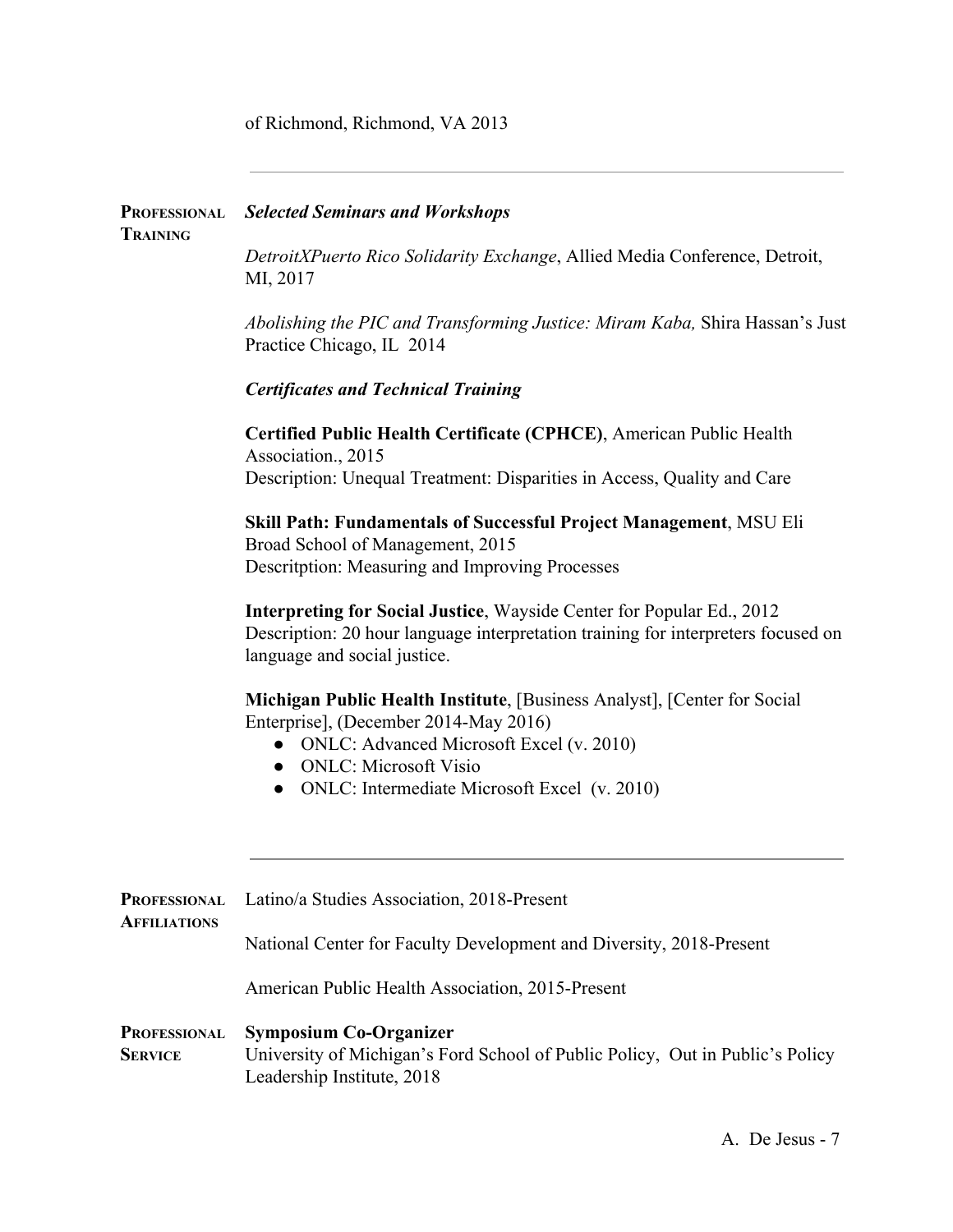of Richmond, Richmond, VA 2013

---

## Professional Training

***Selected Seminars and Workshops***

*DetroitXPuerto Rico Solidarity Exchange*, Allied Media Conference, Detroit, MI, 2017

*Abolishing the PIC and Transforming Justice: Miram Kaba,* Shira Hassan's Just Practice Chicago, IL 2014

***Certificates and Technical Training***

**Certified Public Health Certificate (CPHCE)**, American Public Health Association., 2015
Description: Unequal Treatment: Disparities in Access, Quality and Care

**Skill Path: Fundamentals of Successful Project Management**, MSU Eli Broad School of Management, 2015
Descritption: Measuring and Improving Processes

**Interpreting for Social Justice**, Wayside Center for Popular Ed., 2012
Description: 20 hour language interpretation training for interpreters focused on language and social justice.

**Michigan Public Health Institute**, [Business Analyst], [Center for Social Enterprise], (December 2014-May 2016)

- ONLC: Advanced Microsoft Excel (v. 2010)
- ONLC: Microsoft Visio
- ONLC: Intermediate Microsoft Excel (v. 2010)

---

## Professional Affiliations

Latino/a Studies Association, 2018-Present

National Center for Faculty Development and Diversity, 2018-Present

American Public Health Association, 2015-Present

## Professional Service

**Symposium Co-Organizer**
University of Michigan's Ford School of Public Policy, Out in Public's Policy Leadership Institute, 2018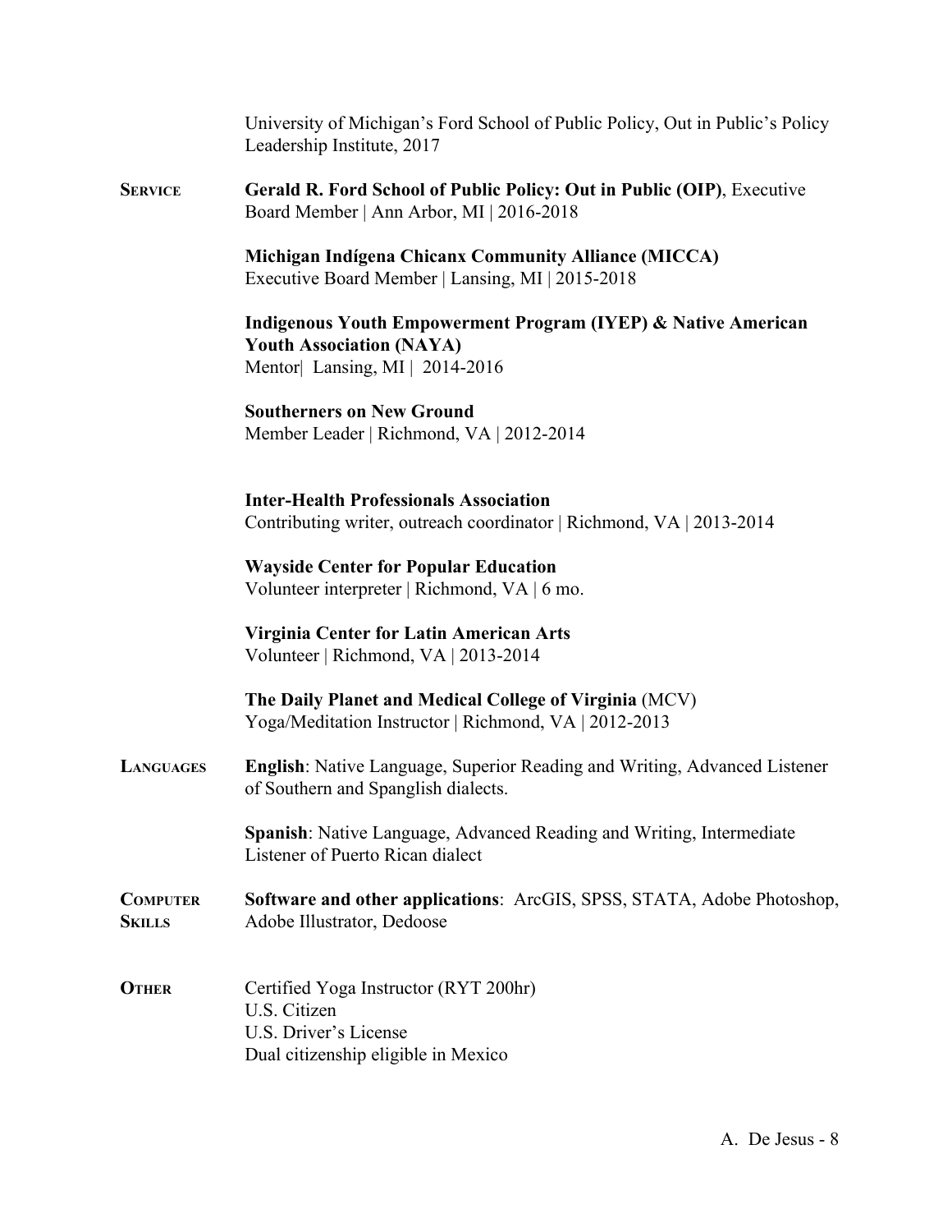University of Michigan's Ford School of Public Policy, Out in Public's Policy Leadership Institute, 2017

## SERVICE

**Gerald R. Ford School of Public Policy: Out in Public (OIP)**, Executive Board Member | Ann Arbor, MI | 2016-2018

**Michigan Indígena Chicanx Community Alliance (MICCA)**
Executive Board Member | Lansing, MI | 2015-2018

**Indigenous Youth Empowerment Program (IYEP) & Native American Youth Association (NAYA)**
Mentor| Lansing, MI | 2014-2016

**Southerners on New Ground**
Member Leader | Richmond, VA | 2012-2014

**Inter-Health Professionals Association**
Contributing writer, outreach coordinator | Richmond, VA | 2013-2014

**Wayside Center for Popular Education**
Volunteer interpreter | Richmond, VA | 6 mo.

**Virginia Center for Latin American Arts**
Volunteer | Richmond, VA | 2013-2014

**The Daily Planet and Medical College of Virginia** (MCV)
Yoga/Meditation Instructor | Richmond, VA | 2012-2013

## LANGUAGES

**English**: Native Language, Superior Reading and Writing, Advanced Listener of Southern and Spanglish dialects.

**Spanish**: Native Language, Advanced Reading and Writing, Intermediate Listener of Puerto Rican dialect

## COMPUTER SKILLS

**Software and other applications**: ArcGIS, SPSS, STATA, Adobe Photoshop, Adobe Illustrator, Dedoose

## OTHER

Certified Yoga Instructor (RYT 200hr)
U.S. Citizen
U.S. Driver's License
Dual citizenship eligible in Mexico